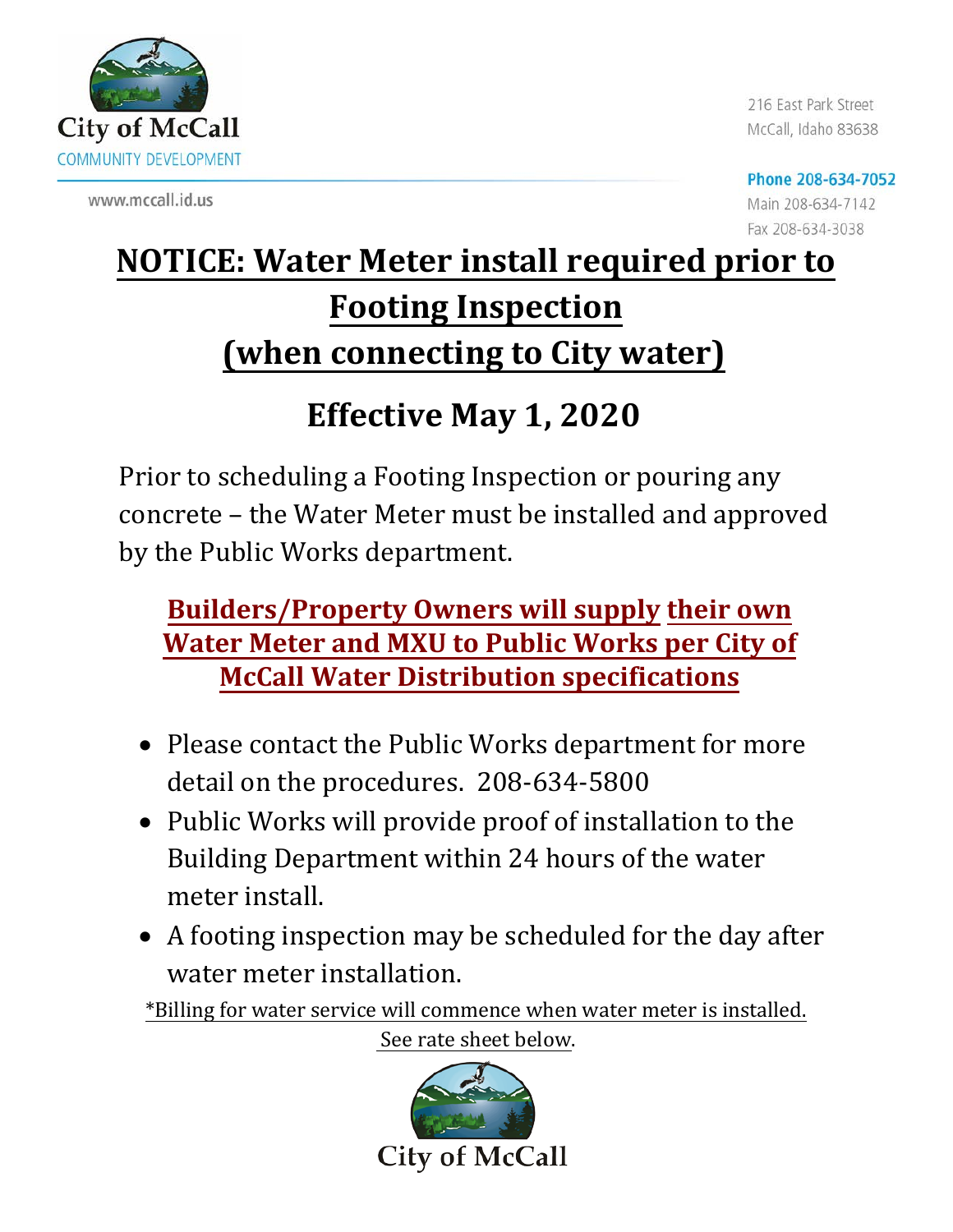City of McCall
COMMUNITY DEVELOPMENT

www.mccall.id.us

216 East Park Street
McCall, Idaho 83638

**Phone 208-634-7052**
Main 208-634-7142
Fax 208-634-3038

# NOTICE: Water Meter install required prior to Footing Inspection (when connecting to City water)

## Effective May 1, 2020

Prior to scheduling a Footing Inspection or pouring any concrete – the Water Meter must be installed and approved by the Public Works department.

**Builders/Property Owners will supply their own Water Meter and MXU to Public Works per City of McCall Water Distribution specifications**

- Please contact the Public Works department for more detail on the procedures. 208-634-5800
- Public Works will provide proof of installation to the Building Department within 24 hours of the water meter install.
- A footing inspection may be scheduled for the day after water meter installation.

*Billing for water service will commence when water meter is installed. See rate sheet below.

City of McCall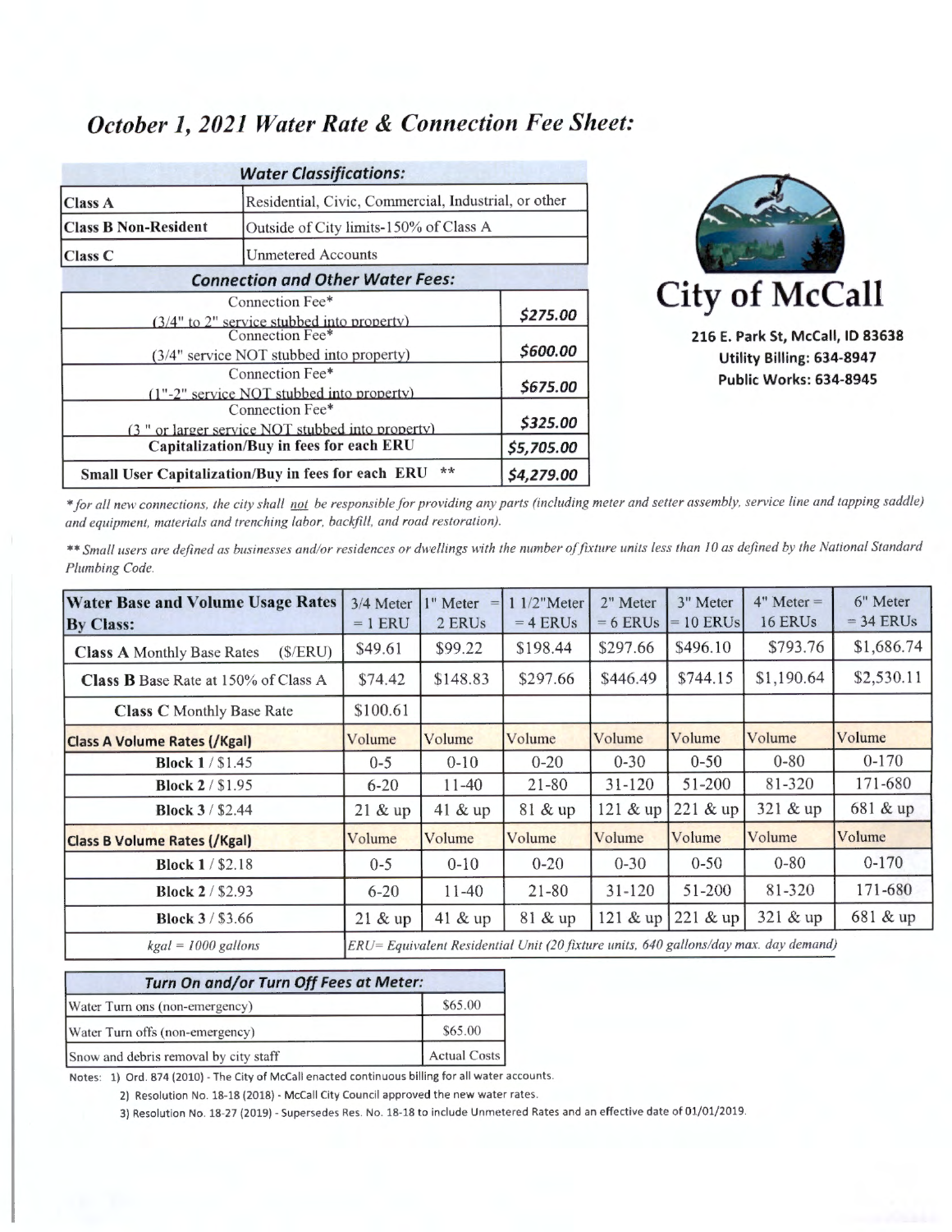## October 1, 2021 Water Rate & Connection Fee Sheet:

| Water Classifications: | |
|---|---|
| **Class A** | Residential, Civic, Commercial, Industrial, or other |
| **Class B Non-Resident** | Outside of City limits-150% of Class A |
| **Class C** | Unmetered Accounts |

| Connection and Other Water Fees: | |
|---|---|
| Connection Fee* (3/4" to 2" service stubbed into property) | $275.00 |
| Connection Fee* (3/4" service NOT stubbed into property) | $600.00 |
| Connection Fee* (1"-2" service NOT stubbed into property) | $675.00 |
| Connection Fee* (3 " or larger service NOT stubbed into property) | $325.00 |
| **Capitalization/Buy in fees for each ERU** | $5,705.00 |
| **Small User Capitalization/Buy in fees for each ERU \*\*** | $4,279.00 |

**City of McCall**

**216 E. Park St, McCall, ID 83638**
**Utility Billing: 634-8947**
**Public Works: 634-8945**

*\* for all new connections, the city shall not be responsible for providing any parts (including meter and setter assembly, service line and tapping saddle) and equipment, materials and trenching labor, backfill, and road restoration).*

*\*\* Small users are defined as businesses and/or residences or dwellings with the number of fixture units less than 10 as defined by the National Standard Plumbing Code.*

| **Water Base and Volume Usage Rates By Class:** | 3/4 Meter = 1 ERU | 1" Meter = 2 ERUs | 1 1/2"Meter = 4 ERUs | 2" Meter = 6 ERUs | 3" Meter = 10 ERUs | 4" Meter = 16 ERUs | 6" Meter = 34 ERUs |
|---|---|---|---|---|---|---|---|
| **Class A** Monthly Base Rates ($/ERU) | $49.61 | $99.22 | $198.44 | $297.66 | $496.10 | $793.76 | $1,686.74 |
| **Class B** Base Rate at 150% of Class A | $74.42 | $148.83 | $297.66 | $446.49 | $744.15 | $1,190.64 | $2,530.11 |
| **Class C** Monthly Base Rate | $100.61 | | | | | | |
| **Class A Volume Rates (/Kgal)** | Volume | Volume | Volume | Volume | Volume | Volume | Volume |
| **Block 1** / $1.45 | 0-5 | 0-10 | 0-20 | 0-30 | 0-50 | 0-80 | 0-170 |
| **Block 2** / $1.95 | 6-20 | 11-40 | 21-80 | 31-120 | 51-200 | 81-320 | 171-680 |
| **Block 3** / $2.44 | 21 & up | 41 & up | 81 & up | 121 & up | 221 & up | 321 & up | 681 & up |
| **Class B Volume Rates (/Kgal)** | Volume | Volume | Volume | Volume | Volume | Volume | Volume |
| **Block 1** / $2.18 | 0-5 | 0-10 | 0-20 | 0-30 | 0-50 | 0-80 | 0-170 |
| **Block 2** / $2.93 | 6-20 | 11-40 | 21-80 | 31-120 | 51-200 | 81-320 | 171-680 |
| **Block 3** / $3.66 | 21 & up | 41 & up | 81 & up | 121 & up | 221 & up | 321 & up | 681 & up |
| *kgal = 1000 gallons* | *ERU= Equivalent Residential Unit (20 fixture units, 640 gallons/day max. day demand)* | | | | | | |

| Turn On and/or Turn Off Fees at Meter: | |
|---|---|
| Water Turn ons (non-emergency) | $65.00 |
| Water Turn offs (non-emergency) | $65.00 |
| Snow and debris removal by city staff | Actual Costs |

Notes: 1) Ord. 874 (2010) - The City of McCall enacted continuous billing for all water accounts.

2) Resolution No. 18-18 (2018) - McCall City Council approved the new water rates.

3) Resolution No. 18-27 (2019) - Supersedes Res. No. 18-18 to include Unmetered Rates and an effective date of 01/01/2019.